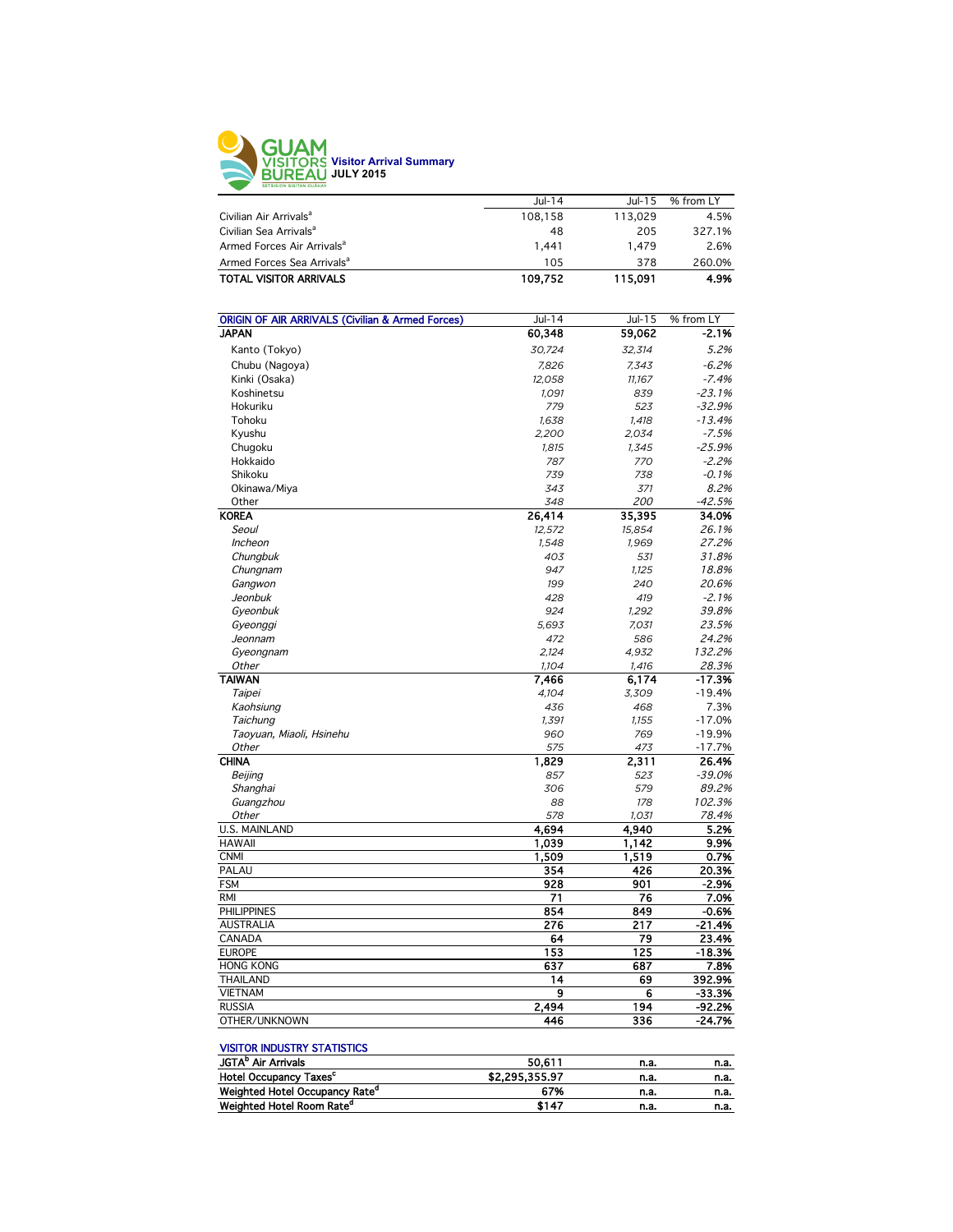# GUAM VISITORS BUREAU

## Visitor Arrival Summary
### JULY 2015

| | Jul-14 | Jul-15 | % from LY |
|---|---|---|---|
| Civilian Air Arrivals[a] | 108,158 | 113,029 | 4.5% |
| Civilian Sea Arrivals[a] | 48 | 205 | 327.1% |
| Armed Forces Air Arrivals[a] | 1,441 | 1,479 | 2.6% |
| Armed Forces Sea Arrivals[a] | 105 | 378 | 260.0% |
| **TOTAL VISITOR ARRIVALS** | **109,752** | **115,091** | **4.9%** |

| ORIGIN OF AIR ARRIVALS (Civilian & Armed Forces) | Jul-14 | Jul-15 | % from LY |
|---|---|---|---|
| **JAPAN** | **60,348** | **59,062** | **-2.1%** |
| Kanto (Tokyo) | *30,724* | *32,314* | *5.2%* |
| Chubu (Nagoya) | *7,826* | *7,343* | *-6.2%* |
| Kinki (Osaka) | *12,058* | *11,167* | *-7.4%* |
| Koshinetsu | *1,091* | *839* | *-23.1%* |
| Hokuriku | *779* | *523* | *-32.9%* |
| Tohoku | *1,638* | *1,418* | *-13.4%* |
| Kyushu | *2,200* | *2,034* | *-7.5%* |
| Chugoku | *1,815* | *1,345* | *-25.9%* |
| Hokkaido | *787* | *770* | *-2.2%* |
| Shikoku | *739* | *738* | *-0.1%* |
| Okinawa/Miya | *343* | *371* | *8.2%* |
| Other | *348* | *200* | *-42.5%* |
| **KOREA** | **26,414** | **35,395** | **34.0%** |
| *Seoul* | *12,572* | *15,854* | *26.1%* |
| *Incheon* | *1,548* | *1,969* | *27.2%* |
| *Chungbuk* | *403* | *531* | *31.8%* |
| *Chungnam* | *947* | *1,125* | *18.8%* |
| *Gangwon* | *199* | *240* | *20.6%* |
| *Jeonbuk* | *428* | *419* | *-2.1%* |
| *Gyeonbuk* | *924* | *1,292* | *39.8%* |
| *Gyeonggi* | *5,693* | *7,031* | *23.5%* |
| *Jeonnam* | *472* | *586* | *24.2%* |
| *Gyeongnam* | *2,124* | *4,932* | *132.2%* |
| *Other* | *1,104* | *1,416* | *28.3%* |
| **TAIWAN** | **7,466** | **6,174** | **-17.3%** |
| *Taipei* | *4,104* | *3,309* | -19.4% |
| *Kaohsiung* | *436* | *468* | 7.3% |
| *Taichung* | *1,391* | *1,155* | -17.0% |
| *Taoyuan, Miaoli, Hsinehu* | *960* | *769* | -19.9% |
| *Other* | *575* | *473* | -17.7% |
| **CHINA** | **1,829** | **2,311** | **26.4%** |
| *Beijing* | *857* | *523* | -39.0% |
| *Shanghai* | *306* | *579* | 89.2% |
| *Guangzhou* | *88* | *178* | 102.3% |
| *Other* | *578* | *1,031* | 78.4% |
| U.S. MAINLAND | **4,694** | **4,940** | **5.2%** |
| HAWAII | **1,039** | **1,142** | **9.9%** |
| CNMI | **1,509** | **1,519** | **0.7%** |
| PALAU | **354** | **426** | **20.3%** |
| FSM | **928** | **901** | **-2.9%** |
| RMI | **71** | **76** | **7.0%** |
| PHILIPPINES | **854** | **849** | **-0.6%** |
| AUSTRALIA | **276** | **217** | **-21.4%** |
| CANADA | **64** | **79** | **23.4%** |
| EUROPE | **153** | **125** | **-18.3%** |
| HONG KONG | **637** | **687** | **7.8%** |
| THAILAND | **14** | **69** | **392.9%** |
| VIETNAM | **9** | **6** | **-33.3%** |
| RUSSIA | **2,494** | **194** | **-92.2%** |
| OTHER/UNKNOWN | **446** | **336** | **-24.7%** |

| VISITOR INDUSTRY STATISTICS | | | |
|---|---|---|---|
| **JGTA[b] Air Arrivals** | 50,611 | n.a. | n.a. |
| **Hotel Occupancy Taxes[c]** | $2,295,355.97 | n.a. | n.a. |
| **Weighted Hotel Occupancy Rate[d]** | 67% | n.a. | n.a. |
| **Weighted Hotel Room Rate[d]** | $147 | n.a. | n.a. |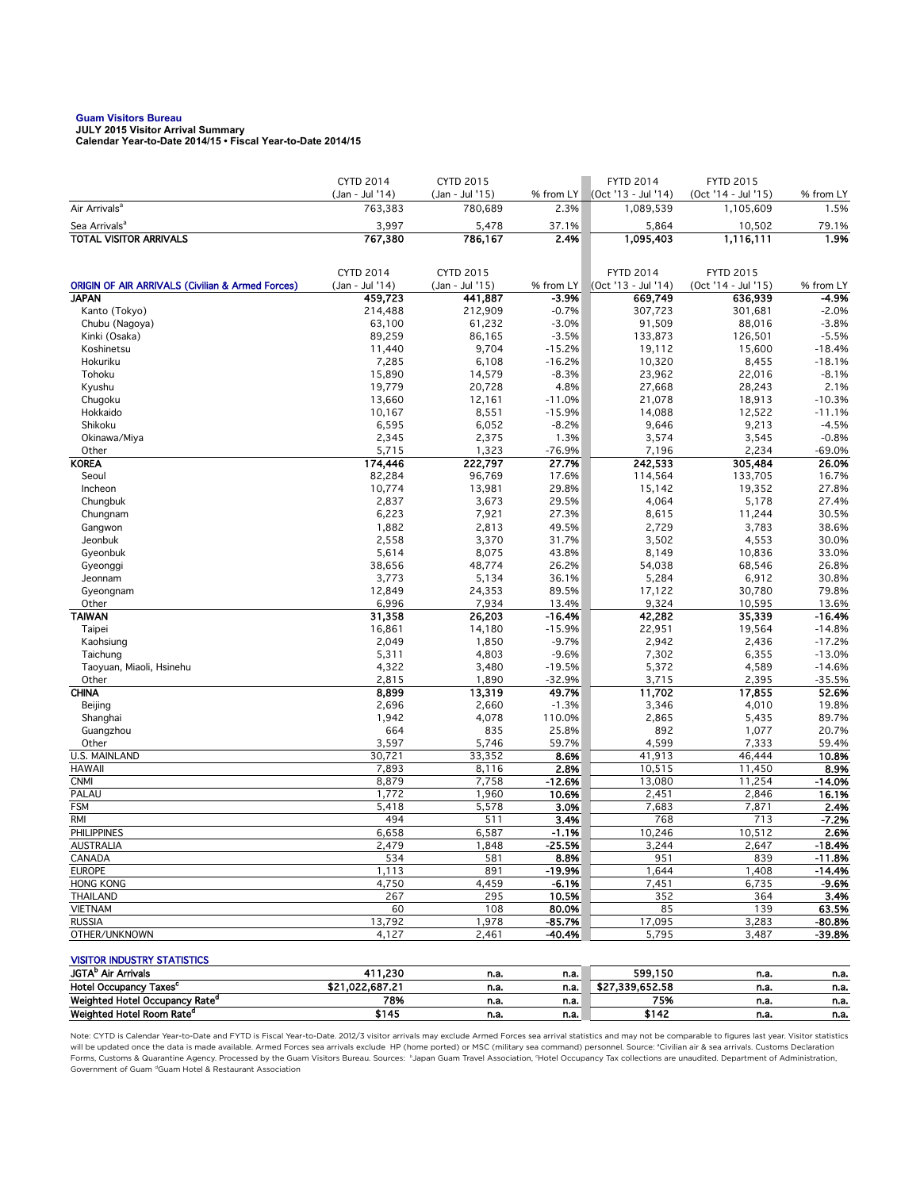**Guam Visitors Bureau**
**JULY 2015 Visitor Arrival Summary**
**Calendar Year-to-Date 2014/15 • Fiscal Year-to-Date 2014/15**

| | CYTD 2014 (Jan - Jul '14) | CYTD 2015 (Jan - Jul '15) | % from LY | FYTD 2014 (Oct '13 - Jul '14) | FYTD 2015 (Oct '14 - Jul '15) | % from LY |
|---|---|---|---|---|---|---|
| Air Arrivals[a] | 763,383 | 780,689 | 2.3% | 1,089,539 | 1,105,609 | 1.5% |
| Sea Arrivals[a] | 3,997 | 5,478 | 37.1% | 5,864 | 10,502 | 79.1% |
| **TOTAL VISITOR ARRIVALS** | **767,380** | **786,167** | **2.4%** | **1,095,403** | **1,116,111** | **1.9%** |

| ORIGIN OF AIR ARRIVALS (Civilian & Armed Forces) | CYTD 2014 (Jan - Jul '14) | CYTD 2015 (Jan - Jul '15) | % from LY | FYTD 2014 (Oct '13 - Jul '14) | FYTD 2015 (Oct '14 - Jul '15) | % from LY |
|---|---|---|---|---|---|---|
| **JAPAN** | **459,723** | **441,887** | **-3.9%** | **669,749** | **636,939** | **-4.9%** |
| Kanto (Tokyo) | 214,488 | 212,909 | -0.7% | 307,723 | 301,681 | -2.0% |
| Chubu (Nagoya) | 63,100 | 61,232 | -3.0% | 91,509 | 88,016 | -3.8% |
| Kinki (Osaka) | 89,259 | 86,165 | -3.5% | 133,873 | 126,501 | -5.5% |
| Koshinetsu | 11,440 | 9,704 | -15.2% | 19,112 | 15,600 | -18.4% |
| Hokuriku | 7,285 | 6,108 | -16.2% | 10,320 | 8,455 | -18.1% |
| Tohoku | 15,890 | 14,579 | -8.3% | 23,962 | 22,016 | -8.1% |
| Kyushu | 19,779 | 20,728 | 4.8% | 27,668 | 28,243 | 2.1% |
| Chugoku | 13,660 | 12,161 | -11.0% | 21,078 | 18,913 | -10.3% |
| Hokkaido | 10,167 | 8,551 | -15.9% | 14,088 | 12,522 | -11.1% |
| Shikoku | 6,595 | 6,052 | -8.2% | 9,646 | 9,213 | -4.5% |
| Okinawa/Miya | 2,345 | 2,375 | 1.3% | 3,574 | 3,545 | -0.8% |
| Other | 5,715 | 1,323 | -76.9% | 7,196 | 2,234 | -69.0% |
| **KOREA** | **174,446** | **222,797** | **27.7%** | **242,533** | **305,484** | **26.0%** |
| Seoul | 82,284 | 96,769 | 17.6% | 114,564 | 133,705 | 16.7% |
| Incheon | 10,774 | 13,981 | 29.8% | 15,142 | 19,352 | 27.8% |
| Chungbuk | 2,837 | 3,673 | 29.5% | 4,064 | 5,178 | 27.4% |
| Chungnam | 6,223 | 7,921 | 27.3% | 8,615 | 11,244 | 30.5% |
| Gangwon | 1,882 | 2,813 | 49.5% | 2,729 | 3,783 | 38.6% |
| Jeonbuk | 2,558 | 3,370 | 31.7% | 3,502 | 4,553 | 30.0% |
| Gyeonbuk | 5,614 | 8,075 | 43.8% | 8,149 | 10,836 | 33.0% |
| Gyeonggi | 38,656 | 48,774 | 26.2% | 54,038 | 68,546 | 26.8% |
| Jeonnam | 3,773 | 5,134 | 36.1% | 5,284 | 6,912 | 30.8% |
| Gyeongnam | 12,849 | 24,353 | 89.5% | 17,122 | 30,780 | 79.8% |
| Other | 6,996 | 7,934 | 13.4% | 9,324 | 10,595 | 13.6% |
| **TAIWAN** | **31,358** | **26,203** | **-16.4%** | **42,282** | **35,339** | **-16.4%** |
| Taipei | 16,861 | 14,180 | -15.9% | 22,951 | 19,564 | -14.8% |
| Kaohsiung | 2,049 | 1,850 | -9.7% | 2,942 | 2,436 | -17.2% |
| Taichung | 5,311 | 4,803 | -9.6% | 7,302 | 6,355 | -13.0% |
| Taoyuan, Miaoli, Hsinehu | 4,322 | 3,480 | -19.5% | 5,372 | 4,589 | -14.6% |
| Other | 2,815 | 1,890 | -32.9% | 3,715 | 2,395 | -35.5% |
| **CHINA** | **8,899** | **13,319** | **49.7%** | **11,702** | **17,855** | **52.6%** |
| Beijing | 2,696 | 2,660 | -1.3% | 3,346 | 4,010 | 19.8% |
| Shanghai | 1,942 | 4,078 | 110.0% | 2,865 | 5,435 | 89.7% |
| Guangzhou | 664 | 835 | 25.8% | 892 | 1,077 | 20.7% |
| Other | 3,597 | 5,746 | 59.7% | 4,599 | 7,333 | 59.4% |
| U.S. MAINLAND | 30,721 | 33,352 | **8.6%** | 41,913 | 46,444 | **10.8%** |
| HAWAII | 7,893 | 8,116 | **2.8%** | 10,515 | 11,450 | **8.9%** |
| CNMI | 8,879 | 7,758 | **-12.6%** | 13,080 | 11,254 | **-14.0%** |
| PALAU | 1,772 | 1,960 | **10.6%** | 2,451 | 2,846 | **16.1%** |
| FSM | 5,418 | 5,578 | **3.0%** | 7,683 | 7,871 | **2.4%** |
| RMI | 494 | 511 | **3.4%** | 768 | 713 | **-7.2%** |
| PHILIPPINES | 6,658 | 6,587 | **-1.1%** | 10,246 | 10,512 | **2.6%** |
| AUSTRALIA | 2,479 | 1,848 | **-25.5%** | 3,244 | 2,647 | **-18.4%** |
| CANADA | 534 | 581 | **8.8%** | 951 | 839 | **-11.8%** |
| EUROPE | 1,113 | 891 | **-19.9%** | 1,644 | 1,408 | **-14.4%** |
| HONG KONG | 4,750 | 4,459 | **-6.1%** | 7,451 | 6,735 | **-9.6%** |
| THAILAND | 267 | 295 | **10.5%** | 352 | 364 | **3.4%** |
| VIETNAM | 60 | 108 | **80.0%** | 85 | 139 | **63.5%** |
| RUSSIA | 13,792 | 1,978 | **-85.7%** | 17,095 | 3,283 | **-80.8%** |
| OTHER/UNKNOWN | 4,127 | 2,461 | **-40.4%** | 5,795 | 3,487 | **-39.8%** |

| VISITOR INDUSTRY STATISTICS | | | | | | |
|---|---|---|---|---|---|---|
| **JGTA[b] Air Arrivals** | **411,230** | **n.a.** | **n.a.** | **599,150** | **n.a.** | **n.a.** |
| **Hotel Occupancy Taxes[c]** | **$21,022,687.21** | **n.a.** | **n.a.** | **$27,339,652.58** | **n.a.** | **n.a.** |
| **Weighted Hotel Occupancy Rate[d]** | **78%** | **n.a.** | **n.a.** | **75%** | **n.a.** | **n.a.** |
| **Weighted Hotel Room Rate[d]** | **$145** | **n.a.** | **n.a.** | **$142** | **n.a.** | **n.a.** |

Note: CYTD is Calendar Year-to-Date and FYTD is Fiscal Year-to-Date. 2012/3 visitor arrivals may exclude Armed Forces sea arrival statistics and may not be comparable to figures last year. Visitor statistics will be updated once the data is made available. Armed Forces sea arrivals exclude HP (home ported) or MSC (military sea command) personnel. Source: [a]Civilian air & sea arrivals. Customs Declaration Forms, Customs & Quarantine Agency. Processed by the Guam Visitors Bureau. Sources: [b]Japan Guam Travel Association, [c]Hotel Occupancy Tax collections are unaudited. Department of Administration, Government of Guam [d]Guam Hotel & Restaurant Association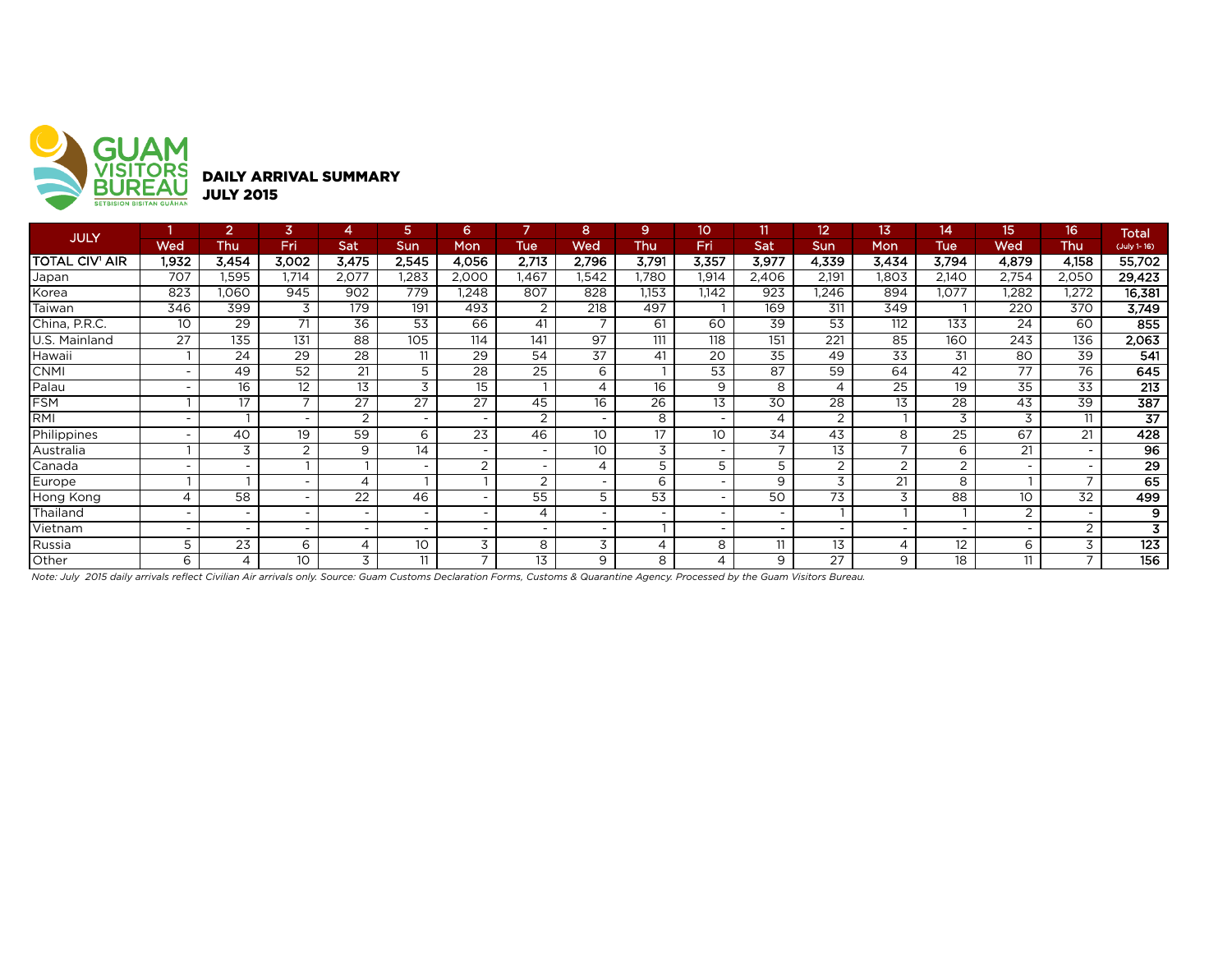# GUAM VISITORS BUREAU

SETBISION BISITAN GUÅHAN

## DAILY ARRIVAL SUMMARY
## JULY 2015

| JULY | 1 | 2 | 3 | 4 | 5 | 6 | 7 | 8 | 9 | 10 | 11 | 12 | 13 | 14 | 15 | 16 | Total |
|---|---|---|---|---|---|---|---|---|---|---|---|---|---|---|---|---|---|
| | Wed | Thu | Fri | Sat | Sun | Mon | Tue | Wed | Thu | Fri | Sat | Sun | Mon | Tue | Wed | Thu | (July 1- 16) |
| **TOTAL CIV' AIR** | **1,932** | **3,454** | **3,002** | **3,475** | **2,545** | **4,056** | **2,713** | **2,796** | **3,791** | **3,357** | **3,977** | **4,339** | **3,434** | **3,794** | **4,879** | **4,158** | **55,702** |
| Japan | 707 | 1,595 | 1,714 | 2,077 | 1,283 | 2,000 | 1,467 | 1,542 | 1,780 | 1,914 | 2,406 | 2,191 | 1,803 | 2,140 | 2,754 | 2,050 | **29,423** |
| Korea | 823 | 1,060 | 945 | 902 | 779 | 1,248 | 807 | 828 | 1,153 | 1,142 | 923 | 1,246 | 894 | 1,077 | 1,282 | 1,272 | **16,381** |
| Taiwan | 346 | 399 | 3 | 179 | 191 | 493 | 2 | 218 | 497 | 1 | 169 | 311 | 349 | 1 | 220 | 370 | **3,749** |
| China, P.R.C. | 10 | 29 | 71 | 36 | 53 | 66 | 41 | 7 | 61 | 60 | 39 | 53 | 112 | 133 | 24 | 60 | **855** |
| U.S. Mainland | 27 | 135 | 131 | 88 | 105 | 114 | 141 | 97 | 111 | 118 | 151 | 221 | 85 | 160 | 243 | 136 | **2,063** |
| Hawaii | 1 | 24 | 29 | 28 | 11 | 29 | 54 | 37 | 41 | 20 | 35 | 49 | 33 | 31 | 80 | 39 | **541** |
| CNMI | - | 49 | 52 | 21 | 5 | 28 | 25 | 6 | 1 | 53 | 87 | 59 | 64 | 42 | 77 | 76 | **645** |
| Palau | - | 16 | 12 | 13 | 3 | 15 | 1 | 4 | 16 | 9 | 8 | 4 | 25 | 19 | 35 | 33 | **213** |
| FSM | 1 | 17 | 7 | 27 | 27 | 27 | 45 | 16 | 26 | 13 | 30 | 28 | 13 | 28 | 43 | 39 | **387** |
| RMI | - | 1 | - | 2 | - | - | 2 | - | 8 | - | 4 | 2 | 1 | 3 | 3 | 11 | **37** |
| Philippines | - | 40 | 19 | 59 | 6 | 23 | 46 | 10 | 17 | 10 | 34 | 43 | 8 | 25 | 67 | 21 | **428** |
| Australia | 1 | 3 | 2 | 9 | 14 | - | - | 10 | 3 | - | 7 | 13 | 7 | 6 | 21 | - | **96** |
| Canada | - | - | 1 | 1 | - | 2 | - | 4 | 5 | 5 | 5 | 2 | 2 | 2 | - | - | **29** |
| Europe | 1 | 1 | - | 4 | 1 | 1 | 2 | - | 6 | - | 9 | 3 | 21 | 8 | 1 | 7 | **65** |
| Hong Kong | 4 | 58 | - | 22 | 46 | - | 55 | 5 | 53 | - | 50 | 73 | 3 | 88 | 10 | 32 | **499** |
| Thailand | - | - | - | - | - | - | 4 | - | - | - | - | 1 | 1 | 1 | 2 | - | **9** |
| Vietnam | - | - | - | - | - | - | - | - | 1 | - | - | - | - | - | - | 2 | **3** |
| Russia | 5 | 23 | 6 | 4 | 10 | 3 | 8 | 3 | 4 | 8 | 11 | 13 | 4 | 12 | 6 | 3 | **123** |
| Other | 6 | 4 | 10 | 3 | 11 | 7 | 13 | 9 | 8 | 4 | 9 | 27 | 9 | 18 | 11 | 7 | **156** |

*Note: July 2015 daily arrivals reflect Civilian Air arrivals only. Source: Guam Customs Declaration Forms, Customs & Quarantine Agency. Processed by the Guam Visitors Bureau.*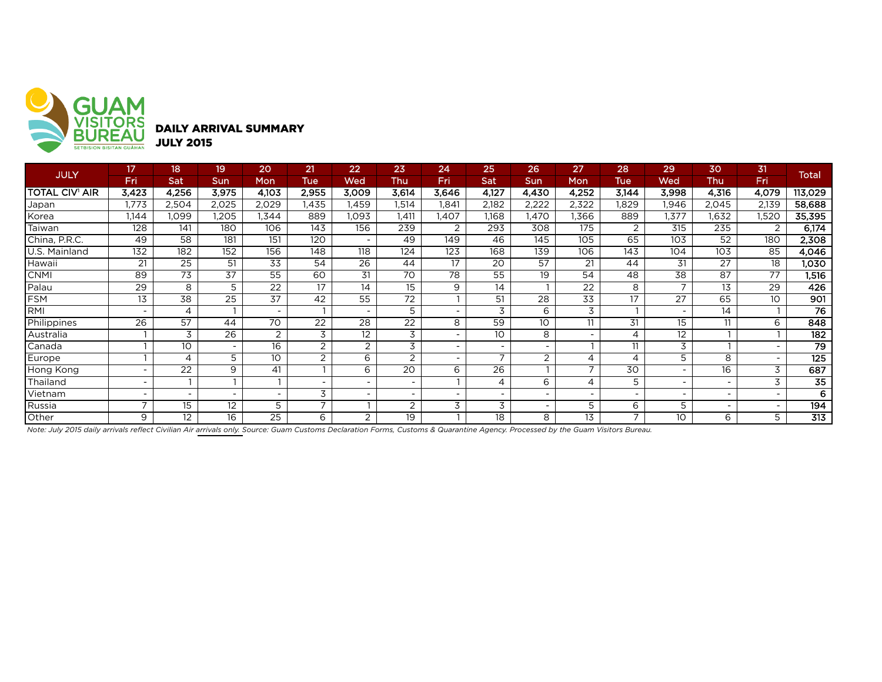GUAM VISITORS BUREAU
SETBISION BISITAN GUÅHAN

## DAILY ARRIVAL SUMMARY
## JULY 2015

| JULY | 17 | 18 | 19 | 20 | 21 | 22 | 23 | 24 | 25 | 26 | 27 | 28 | 29 | 30 | 31 | Total |
|---|---|---|---|---|---|---|---|---|---|---|---|---|---|---|---|---|
| | Fri | Sat | Sun | Mon | Tue | Wed | Thu | Fri | Sat | Sun | Mon | Tue | Wed | Thu | Fri | |
| **TOTAL CIV[1] AIR** | **3,423** | **4,256** | **3,975** | **4,103** | **2,955** | **3,009** | **3,614** | **3,646** | **4,127** | **4,430** | **4,252** | **3,144** | **3,998** | **4,316** | **4,079** | **113,029** |
| Japan | 1,773 | 2,504 | 2,025 | 2,029 | 1,435 | 1,459 | 1,514 | 1,841 | 2,182 | 2,222 | 2,322 | 1,829 | 1,946 | 2,045 | 2,139 | **58,688** |
| Korea | 1,144 | 1,099 | 1,205 | 1,344 | 889 | 1,093 | 1,411 | 1,407 | 1,168 | 1,470 | 1,366 | 889 | 1,377 | 1,632 | 1,520 | **35,395** |
| Taiwan | 128 | 141 | 180 | 106 | 143 | 156 | 239 | 2 | 293 | 308 | 175 | 2 | 315 | 235 | 2 | **6,174** |
| China, P.R.C. | 49 | 58 | 181 | 151 | 120 | - | 49 | 149 | 46 | 145 | 105 | 65 | 103 | 52 | 180 | **2,308** |
| U.S. Mainland | 132 | 182 | 152 | 156 | 148 | 118 | 124 | 123 | 168 | 139 | 106 | 143 | 104 | 103 | 85 | **4,046** |
| Hawaii | 21 | 25 | 51 | 33 | 54 | 26 | 44 | 17 | 20 | 57 | 21 | 44 | 31 | 27 | 18 | **1,030** |
| CNMI | 89 | 73 | 37 | 55 | 60 | 31 | 70 | 78 | 55 | 19 | 54 | 48 | 38 | 87 | 77 | **1,516** |
| Palau | 29 | 8 | 5 | 22 | 17 | 14 | 15 | 9 | 14 | 1 | 22 | 8 | 7 | 13 | 29 | **426** |
| FSM | 13 | 38 | 25 | 37 | 42 | 55 | 72 | 1 | 51 | 28 | 33 | 17 | 27 | 65 | 10 | **901** |
| RMI | - | 4 | 1 | - | 1 | - | 5 | - | 3 | 6 | 3 | 1 | - | 14 | 1 | **76** |
| Philippines | 26 | 57 | 44 | 70 | 22 | 28 | 22 | 8 | 59 | 10 | 11 | 31 | 15 | 11 | 6 | **848** |
| Australia | 1 | 3 | 26 | 2 | 3 | 12 | 3 | - | 10 | 8 | - | 4 | 12 | 1 | 1 | **182** |
| Canada | 1 | 10 | - | 16 | 2 | 2 | 3 | - | - | - | 1 | 11 | 3 | 1 | - | **79** |
| Europe | 1 | 4 | 5 | 10 | 2 | 6 | 2 | - | 7 | 2 | 4 | 4 | 5 | 8 | - | **125** |
| Hong Kong | - | 22 | 9 | 41 | 1 | 6 | 20 | 6 | 26 | 1 | 7 | 30 | - | 16 | 3 | **687** |
| Thailand | - | 1 | 1 | 1 | - | - | - | 1 | 4 | 6 | 4 | 5 | - | - | 3 | **35** |
| Vietnam | - | - | - | - | 3 | - | - | - | - | - | - | - | - | - | - | **6** |
| Russia | 7 | 15 | 12 | 5 | 7 | 1 | 2 | 3 | 3 | - | 5 | 6 | 5 | - | - | **194** |
| Other | 9 | 12 | 16 | 25 | 6 | 2 | 19 | 1 | 18 | 8 | 13 | 7 | 10 | 6 | 5 | **313** |

*Note: July 2015 daily arrivals reflect Civilian Air arrivals only. Source: Guam Customs Declaration Forms, Customs & Quarantine Agency. Processed by the Guam Visitors Bureau.*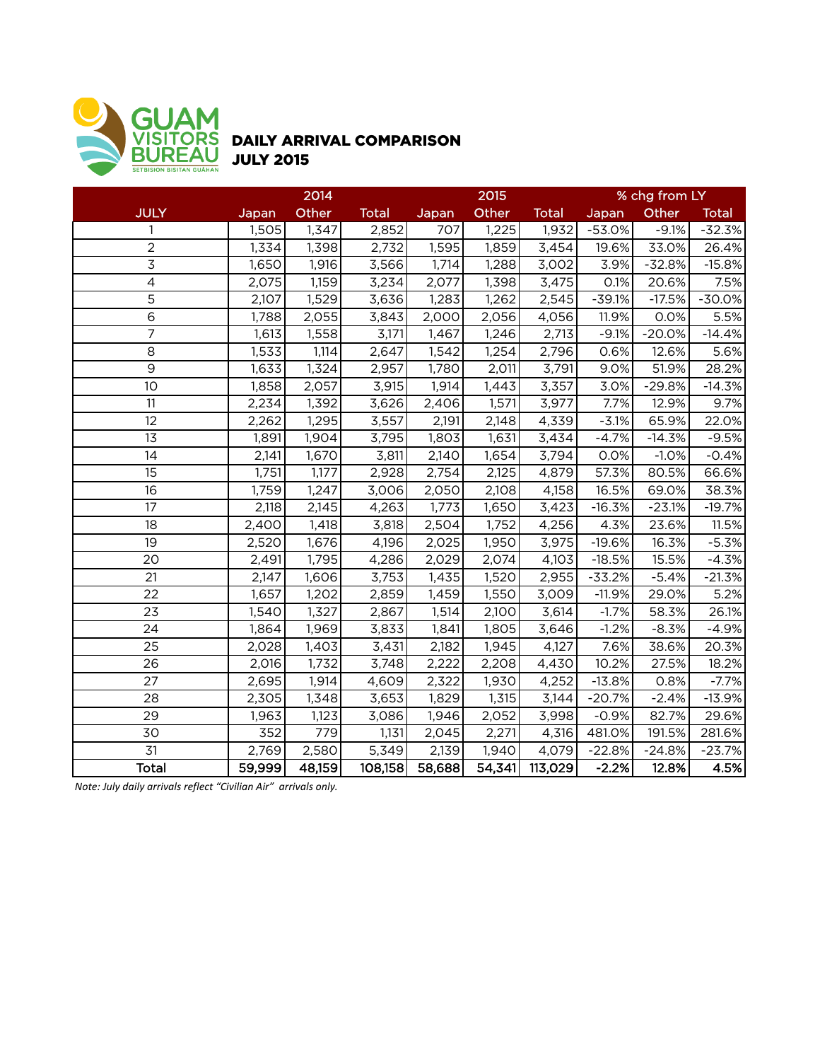GUAM VISITORS BUREAU
SETBISION BISITAN GUÅHAN

# DAILY ARRIVAL COMPARISON
# JULY 2015

| | 2014 | | | 2015 | | | % chg from LY | | |
|---|---|---|---|---|---|---|---|---|---|
| JULY | Japan | Other | Total | Japan | Other | Total | Japan | Other | Total |
| 1 | 1,505 | 1,347 | 2,852 | 707 | 1,225 | 1,932 | -53.0% | -9.1% | -32.3% |
| 2 | 1,334 | 1,398 | 2,732 | 1,595 | 1,859 | 3,454 | 19.6% | 33.0% | 26.4% |
| 3 | 1,650 | 1,916 | 3,566 | 1,714 | 1,288 | 3,002 | 3.9% | -32.8% | -15.8% |
| 4 | 2,075 | 1,159 | 3,234 | 2,077 | 1,398 | 3,475 | 0.1% | 20.6% | 7.5% |
| 5 | 2,107 | 1,529 | 3,636 | 1,283 | 1,262 | 2,545 | -39.1% | -17.5% | -30.0% |
| 6 | 1,788 | 2,055 | 3,843 | 2,000 | 2,056 | 4,056 | 11.9% | 0.0% | 5.5% |
| 7 | 1,613 | 1,558 | 3,171 | 1,467 | 1,246 | 2,713 | -9.1% | -20.0% | -14.4% |
| 8 | 1,533 | 1,114 | 2,647 | 1,542 | 1,254 | 2,796 | 0.6% | 12.6% | 5.6% |
| 9 | 1,633 | 1,324 | 2,957 | 1,780 | 2,011 | 3,791 | 9.0% | 51.9% | 28.2% |
| 10 | 1,858 | 2,057 | 3,915 | 1,914 | 1,443 | 3,357 | 3.0% | -29.8% | -14.3% |
| 11 | 2,234 | 1,392 | 3,626 | 2,406 | 1,571 | 3,977 | 7.7% | 12.9% | 9.7% |
| 12 | 2,262 | 1,295 | 3,557 | 2,191 | 2,148 | 4,339 | -3.1% | 65.9% | 22.0% |
| 13 | 1,891 | 1,904 | 3,795 | 1,803 | 1,631 | 3,434 | -4.7% | -14.3% | -9.5% |
| 14 | 2,141 | 1,670 | 3,811 | 2,140 | 1,654 | 3,794 | 0.0% | -1.0% | -0.4% |
| 15 | 1,751 | 1,177 | 2,928 | 2,754 | 2,125 | 4,879 | 57.3% | 80.5% | 66.6% |
| 16 | 1,759 | 1,247 | 3,006 | 2,050 | 2,108 | 4,158 | 16.5% | 69.0% | 38.3% |
| 17 | 2,118 | 2,145 | 4,263 | 1,773 | 1,650 | 3,423 | -16.3% | -23.1% | -19.7% |
| 18 | 2,400 | 1,418 | 3,818 | 2,504 | 1,752 | 4,256 | 4.3% | 23.6% | 11.5% |
| 19 | 2,520 | 1,676 | 4,196 | 2,025 | 1,950 | 3,975 | -19.6% | 16.3% | -5.3% |
| 20 | 2,491 | 1,795 | 4,286 | 2,029 | 2,074 | 4,103 | -18.5% | 15.5% | -4.3% |
| 21 | 2,147 | 1,606 | 3,753 | 1,435 | 1,520 | 2,955 | -33.2% | -5.4% | -21.3% |
| 22 | 1,657 | 1,202 | 2,859 | 1,459 | 1,550 | 3,009 | -11.9% | 29.0% | 5.2% |
| 23 | 1,540 | 1,327 | 2,867 | 1,514 | 2,100 | 3,614 | -1.7% | 58.3% | 26.1% |
| 24 | 1,864 | 1,969 | 3,833 | 1,841 | 1,805 | 3,646 | -1.2% | -8.3% | -4.9% |
| 25 | 2,028 | 1,403 | 3,431 | 2,182 | 1,945 | 4,127 | 7.6% | 38.6% | 20.3% |
| 26 | 2,016 | 1,732 | 3,748 | 2,222 | 2,208 | 4,430 | 10.2% | 27.5% | 18.2% |
| 27 | 2,695 | 1,914 | 4,609 | 2,322 | 1,930 | 4,252 | -13.8% | 0.8% | -7.7% |
| 28 | 2,305 | 1,348 | 3,653 | 1,829 | 1,315 | 3,144 | -20.7% | -2.4% | -13.9% |
| 29 | 1,963 | 1,123 | 3,086 | 1,946 | 2,052 | 3,998 | -0.9% | 82.7% | 29.6% |
| 30 | 352 | 779 | 1,131 | 2,045 | 2,271 | 4,316 | 481.0% | 191.5% | 281.6% |
| 31 | 2,769 | 2,580 | 5,349 | 2,139 | 1,940 | 4,079 | -22.8% | -24.8% | -23.7% |
| **Total** | **59,999** | **48,159** | **108,158** | **58,688** | **54,341** | **113,029** | **-2.2%** | **12.8%** | **4.5%** |

*Note: July daily arrivals reflect "Civilian Air" arrivals only.*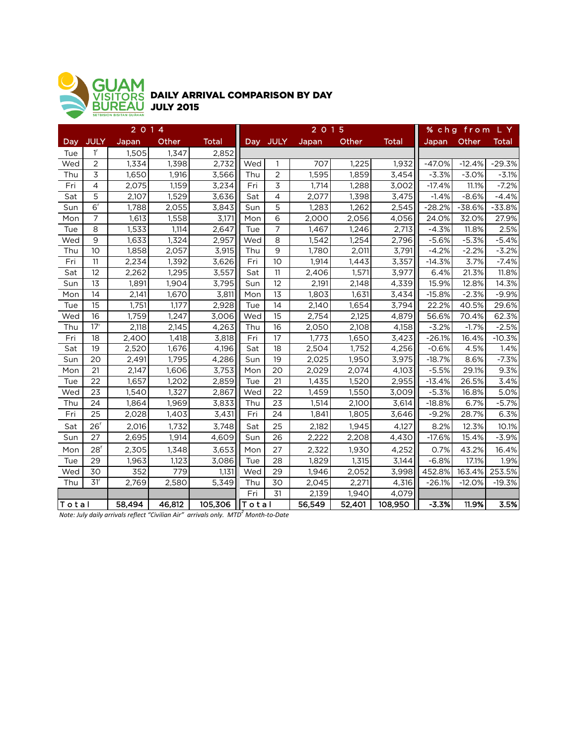GUAM VISITORS BUREAU
SETBISION BISITAN GUÅHAN

# DAILY ARRIVAL COMPARISON BY DAY JULY 2015

| 2014 | | | | | 2015 | | | | | % chg from LY | | |
|---|---|---|---|---|---|---|---|---|---|---|---|---|
| Day | JULY | Japan | Other | Total | Day | JULY | Japan | Other | Total | Japan | Other | Total |
| Tue | 1r | 1,505 | 1,347 | 2,852 | | | | | | | | |
| Wed | 2 | 1,334 | 1,398 | 2,732 | Wed | 1 | 707 | 1,225 | 1,932 | -47.0% | -12.4% | -29.3% |
| Thu | 3 | 1,650 | 1,916 | 3,566 | Thu | 2 | 1,595 | 1,859 | 3,454 | -3.3% | -3.0% | -3.1% |
| Fri | 4 | 2,075 | 1,159 | 3,234 | Fri | 3 | 1,714 | 1,288 | 3,002 | -17.4% | 11.1% | -7.2% |
| Sat | 5 | 2,107 | 1,529 | 3,636 | Sat | 4 | 2,077 | 1,398 | 3,475 | -1.4% | -8.6% | -4.4% |
| Sun | 6r | 1,788 | 2,055 | 3,843 | Sun | 5 | 1,283 | 1,262 | 2,545 | -28.2% | -38.6% | -33.8% |
| Mon | 7 | 1,613 | 1,558 | 3,171 | Mon | 6 | 2,000 | 2,056 | 4,056 | 24.0% | 32.0% | 27.9% |
| Tue | 8 | 1,533 | 1,114 | 2,647 | Tue | 7 | 1,467 | 1,246 | 2,713 | -4.3% | 11.8% | 2.5% |
| Wed | 9 | 1,633 | 1,324 | 2,957 | Wed | 8 | 1,542 | 1,254 | 2,796 | -5.6% | -5.3% | -5.4% |
| Thu | 10 | 1,858 | 2,057 | 3,915 | Thu | 9 | 1,780 | 2,011 | 3,791 | -4.2% | -2.2% | -3.2% |
| Fri | 11 | 2,234 | 1,392 | 3,626 | Fri | 10 | 1,914 | 1,443 | 3,357 | -14.3% | 3.7% | -7.4% |
| Sat | 12 | 2,262 | 1,295 | 3,557 | Sat | 11 | 2,406 | 1,571 | 3,977 | 6.4% | 21.3% | 11.8% |
| Sun | 13 | 1,891 | 1,904 | 3,795 | Sun | 12 | 2,191 | 2,148 | 4,339 | 15.9% | 12.8% | 14.3% |
| Mon | 14 | 2,141 | 1,670 | 3,811 | Mon | 13 | 1,803 | 1,631 | 3,434 | -15.8% | -2.3% | -9.9% |
| Tue | 15 | 1,751 | 1,177 | 2,928 | Tue | 14 | 2,140 | 1,654 | 3,794 | 22.2% | 40.5% | 29.6% |
| Wed | 16 | 1,759 | 1,247 | 3,006 | Wed | 15 | 2,754 | 2,125 | 4,879 | 56.6% | 70.4% | 62.3% |
| Thu | 17r | 2,118 | 2,145 | 4,263 | Thu | 16 | 2,050 | 2,108 | 4,158 | -3.2% | -1.7% | -2.5% |
| Fri | 18 | 2,400 | 1,418 | 3,818 | Fri | 17 | 1,773 | 1,650 | 3,423 | -26.1% | 16.4% | -10.3% |
| Sat | 19 | 2,520 | 1,676 | 4,196 | Sat | 18 | 2,504 | 1,752 | 4,256 | -0.6% | 4.5% | 1.4% |
| Sun | 20 | 2,491 | 1,795 | 4,286 | Sun | 19 | 2,025 | 1,950 | 3,975 | -18.7% | 8.6% | -7.3% |
| Mon | 21 | 2,147 | 1,606 | 3,753 | Mon | 20 | 2,029 | 2,074 | 4,103 | -5.5% | 29.1% | 9.3% |
| Tue | 22 | 1,657 | 1,202 | 2,859 | Tue | 21 | 1,435 | 1,520 | 2,955 | -13.4% | 26.5% | 3.4% |
| Wed | 23 | 1,540 | 1,327 | 2,867 | Wed | 22 | 1,459 | 1,550 | 3,009 | -5.3% | 16.8% | 5.0% |
| Thu | 24 | 1,864 | 1,969 | 3,833 | Thu | 23 | 1,514 | 2,100 | 3,614 | -18.8% | 6.7% | -5.7% |
| Fri | 25 | 2,028 | 1,403 | 3,431 | Fri | 24 | 1,841 | 1,805 | 3,646 | -9.2% | 28.7% | 6.3% |
| Sat | 26r | 2,016 | 1,732 | 3,748 | Sat | 25 | 2,182 | 1,945 | 4,127 | 8.2% | 12.3% | 10.1% |
| Sun | 27 | 2,695 | 1,914 | 4,609 | Sun | 26 | 2,222 | 2,208 | 4,430 | -17.6% | 15.4% | -3.9% |
| Mon | 28r | 2,305 | 1,348 | 3,653 | Mon | 27 | 2,322 | 1,930 | 4,252 | 0.7% | 43.2% | 16.4% |
| Tue | 29 | 1,963 | 1,123 | 3,086 | Tue | 28 | 1,829 | 1,315 | 3,144 | -6.8% | 17.1% | 1.9% |
| Wed | 30 | 352 | 779 | 1,131 | Wed | 29 | 1,946 | 2,052 | 3,998 | 452.8% | 163.4% | 253.5% |
| Thu | 31r | 2,769 | 2,580 | 5,349 | Thu | 30 | 2,045 | 2,271 | 4,316 | -26.1% | -12.0% | -19.3% |
| | | | | | Fri | 31 | 2,139 | 1,940 | 4,079 | | | |
| Total | | 58,494 | 46,812 | 105,306 | Total | | 56,549 | 52,401 | 108,950 | -3.3% | 11.9% | 3.5% |

*Note: July daily arrivals reflect "Civilian Air" arrivals only. MTD[2] Month-to-Date*